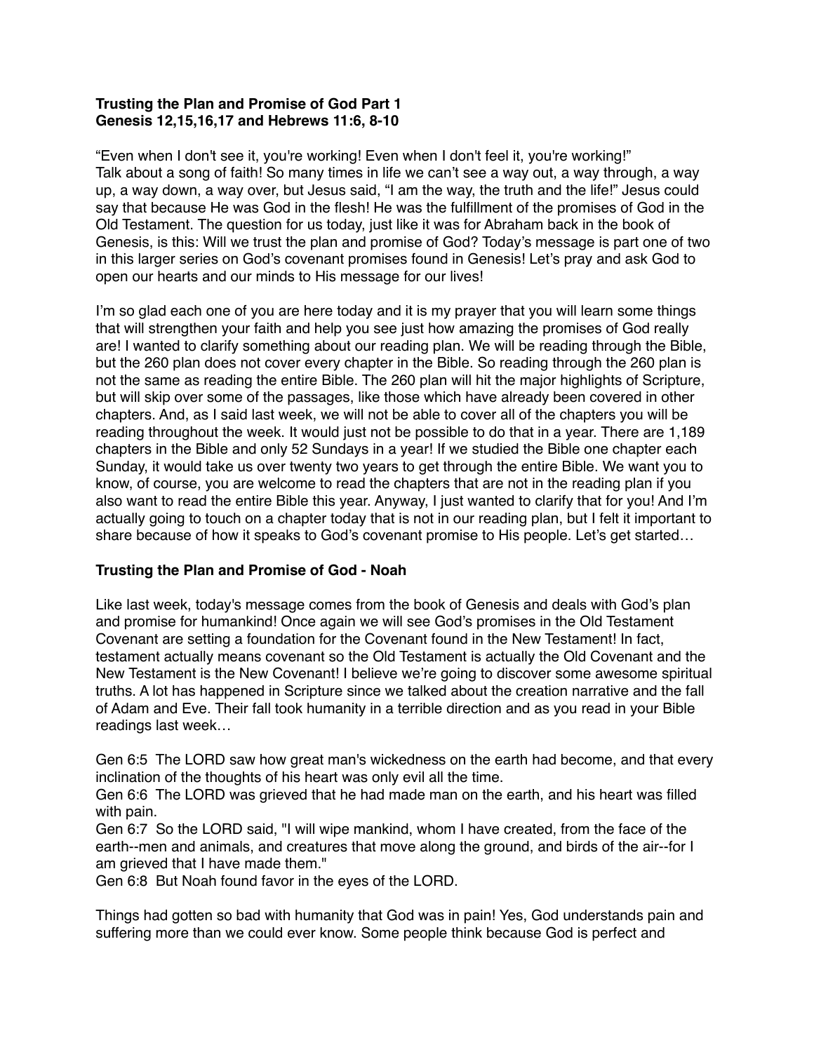**Trusting the Plan and Promise of God Part 1**
**Genesis 12,15,16,17 and Hebrews 11:6, 8-10**

"Even when I don't see it, you're working! Even when I don't feel it, you're working!"
Talk about a song of faith! So many times in life we can't see a way out, a way through, a way up, a way down, a way over, but Jesus said, "I am the way, the truth and the life!" Jesus could say that because He was God in the flesh! He was the fulfillment of the promises of God in the Old Testament. The question for us today, just like it was for Abraham back in the book of Genesis, is this: Will we trust the plan and promise of God? Today's message is part one of two in this larger series on God's covenant promises found in Genesis! Let's pray and ask God to open our hearts and our minds to His message for our lives!

I'm so glad each one of you are here today and it is my prayer that you will learn some things that will strengthen your faith and help you see just how amazing the promises of God really are! I wanted to clarify something about our reading plan. We will be reading through the Bible, but the 260 plan does not cover every chapter in the Bible. So reading through the 260 plan is not the same as reading the entire Bible. The 260 plan will hit the major highlights of Scripture, but will skip over some of the passages, like those which have already been covered in other chapters. And, as I said last week, we will not be able to cover all of the chapters you will be reading throughout the week. It would just not be possible to do that in a year. There are 1,189 chapters in the Bible and only 52 Sundays in a year! If we studied the Bible one chapter each Sunday, it would take us over twenty two years to get through the entire Bible. We want you to know, of course, you are welcome to read the chapters that are not in the reading plan if you also want to read the entire Bible this year. Anyway, I just wanted to clarify that for you! And I'm actually going to touch on a chapter today that is not in our reading plan, but I felt it important to share because of how it speaks to God's covenant promise to His people. Let's get started…

### Trusting the Plan and Promise of God - Noah

Like last week, today's message comes from the book of Genesis and deals with God's plan and promise for humankind! Once again we will see God's promises in the Old Testament Covenant are setting a foundation for the Covenant found in the New Testament! In fact, testament actually means covenant so the Old Testament is actually the Old Covenant and the New Testament is the New Covenant! I believe we're going to discover some awesome spiritual truths. A lot has happened in Scripture since we talked about the creation narrative and the fall of Adam and Eve. Their fall took humanity in a terrible direction and as you read in your Bible readings last week…

Gen 6:5 The LORD saw how great man's wickedness on the earth had become, and that every inclination of the thoughts of his heart was only evil all the time.
Gen 6:6 The LORD was grieved that he had made man on the earth, and his heart was filled with pain.
Gen 6:7 So the LORD said, "I will wipe mankind, whom I have created, from the face of the earth--men and animals, and creatures that move along the ground, and birds of the air--for I am grieved that I have made them."
Gen 6:8 But Noah found favor in the eyes of the LORD.

Things had gotten so bad with humanity that God was in pain! Yes, God understands pain and suffering more than we could ever know. Some people think because God is perfect and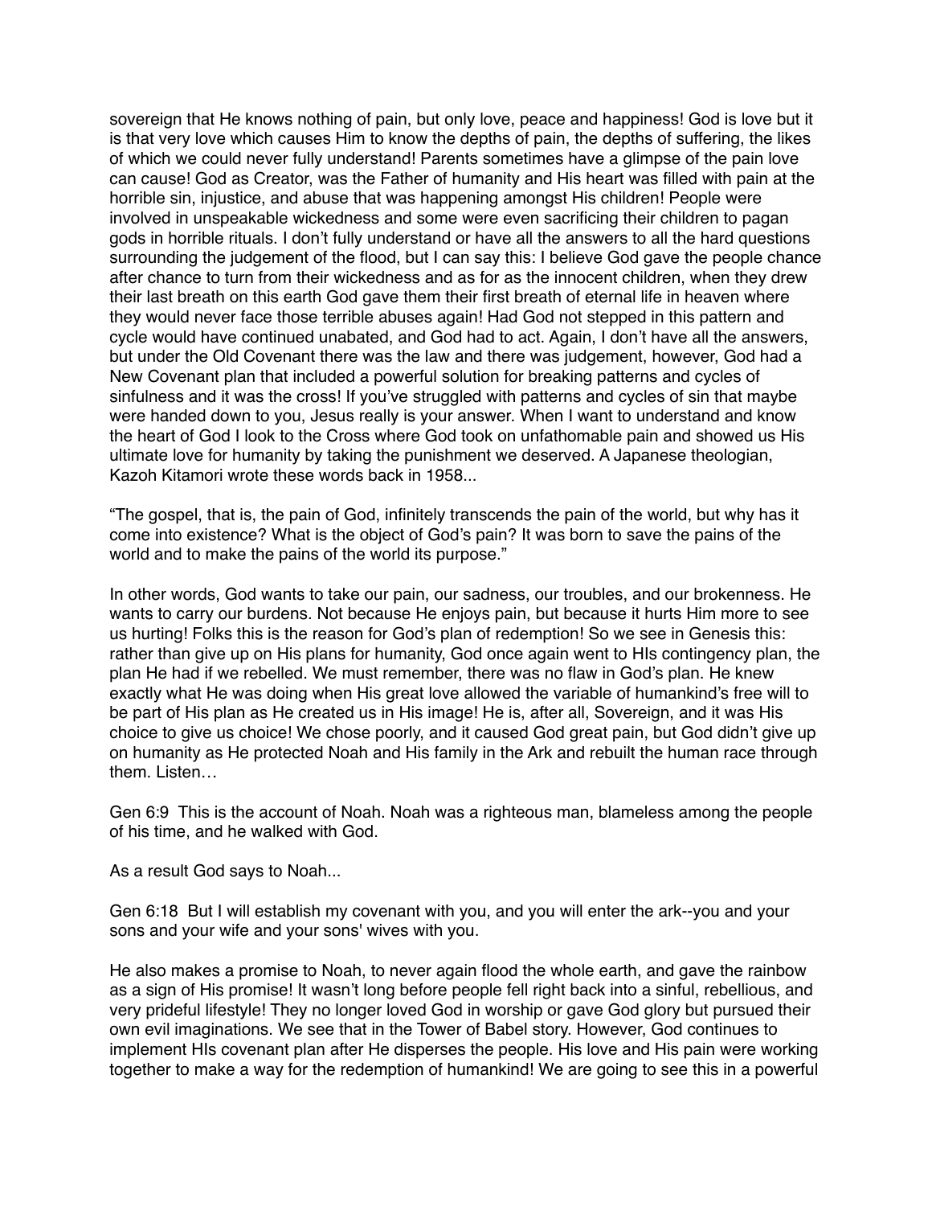sovereign that He knows nothing of pain, but only love, peace and happiness! God is love but it is that very love which causes Him to know the depths of pain, the depths of suffering, the likes of which we could never fully understand! Parents sometimes have a glimpse of the pain love can cause! God as Creator, was the Father of humanity and His heart was filled with pain at the horrible sin, injustice, and abuse that was happening amongst His children! People were involved in unspeakable wickedness and some were even sacrificing their children to pagan gods in horrible rituals. I don't fully understand or have all the answers to all the hard questions surrounding the judgement of the flood, but I can say this: I believe God gave the people chance after chance to turn from their wickedness and as for as the innocent children, when they drew their last breath on this earth God gave them their first breath of eternal life in heaven where they would never face those terrible abuses again! Had God not stepped in this pattern and cycle would have continued unabated, and God had to act. Again, I don't have all the answers, but under the Old Covenant there was the law and there was judgement, however, God had a New Covenant plan that included a powerful solution for breaking patterns and cycles of sinfulness and it was the cross! If you've struggled with patterns and cycles of sin that maybe were handed down to you, Jesus really is your answer. When I want to understand and know the heart of God I look to the Cross where God took on unfathomable pain and showed us His ultimate love for humanity by taking the punishment we deserved. A Japanese theologian, Kazoh Kitamori wrote these words back in 1958...

"The gospel, that is, the pain of God, infinitely transcends the pain of the world, but why has it come into existence? What is the object of God's pain? It was born to save the pains of the world and to make the pains of the world its purpose."

In other words, God wants to take our pain, our sadness, our troubles, and our brokenness. He wants to carry our burdens. Not because He enjoys pain, but because it hurts Him more to see us hurting! Folks this is the reason for God's plan of redemption! So we see in Genesis this: rather than give up on His plans for humanity, God once again went to HIs contingency plan, the plan He had if we rebelled. We must remember, there was no flaw in God's plan. He knew exactly what He was doing when His great love allowed the variable of humankind's free will to be part of His plan as He created us in His image! He is, after all, Sovereign, and it was His choice to give us choice! We chose poorly, and it caused God great pain, but God didn't give up on humanity as He protected Noah and His family in the Ark and rebuilt the human race through them. Listen…

Gen 6:9 This is the account of Noah. Noah was a righteous man, blameless among the people of his time, and he walked with God.

As a result God says to Noah...

Gen 6:18 But I will establish my covenant with you, and you will enter the ark--you and your sons and your wife and your sons' wives with you.

He also makes a promise to Noah, to never again flood the whole earth, and gave the rainbow as a sign of His promise! It wasn't long before people fell right back into a sinful, rebellious, and very prideful lifestyle! They no longer loved God in worship or gave God glory but pursued their own evil imaginations. We see that in the Tower of Babel story. However, God continues to implement HIs covenant plan after He disperses the people. His love and His pain were working together to make a way for the redemption of humankind! We are going to see this in a powerful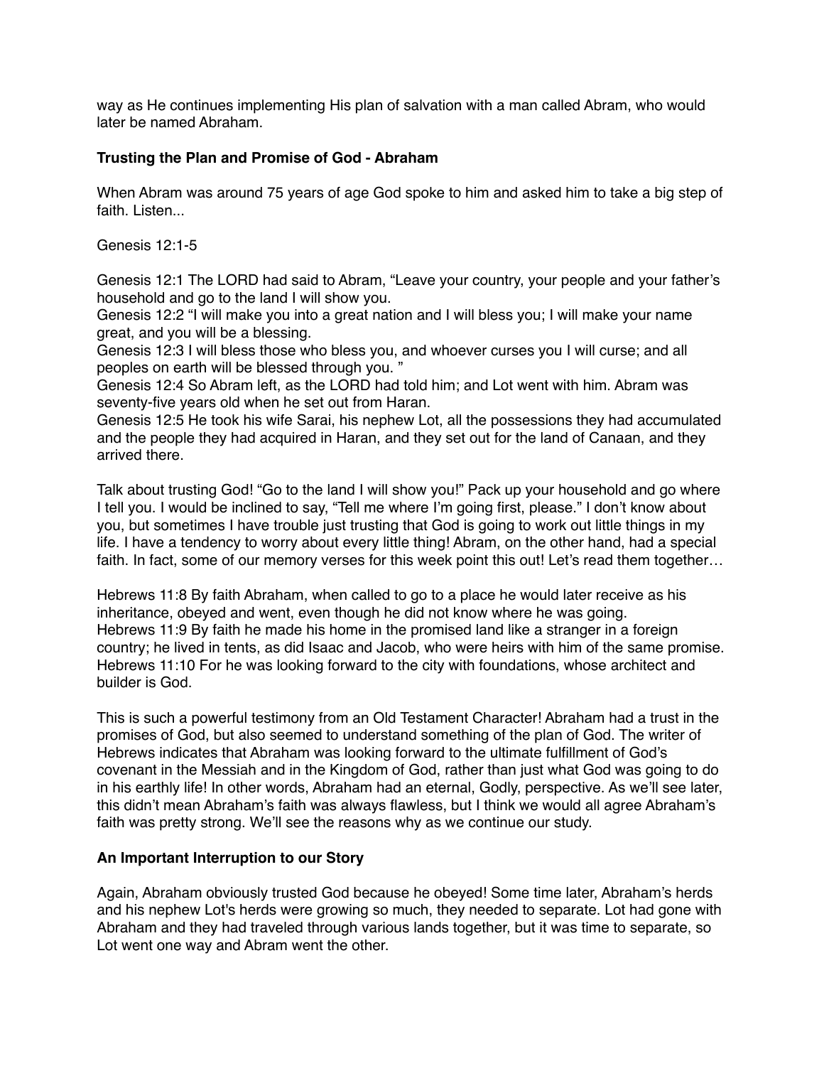way as He continues implementing His plan of salvation with a man called Abram, who would later be named Abraham.

**Trusting the Plan and Promise of God - Abraham**

When Abram was around 75 years of age God spoke to him and asked him to take a big step of faith. Listen...

Genesis 12:1-5

Genesis 12:1 The LORD had said to Abram, "Leave your country, your people and your father's household and go to the land I will show you.
Genesis 12:2 "I will make you into a great nation and I will bless you; I will make your name great, and you will be a blessing.
Genesis 12:3 I will bless those who bless you, and whoever curses you I will curse; and all peoples on earth will be blessed through you. "
Genesis 12:4 So Abram left, as the LORD had told him; and Lot went with him. Abram was seventy-five years old when he set out from Haran.
Genesis 12:5 He took his wife Sarai, his nephew Lot, all the possessions they had accumulated and the people they had acquired in Haran, and they set out for the land of Canaan, and they arrived there.

Talk about trusting God! "Go to the land I will show you!" Pack up your household and go where I tell you. I would be inclined to say, "Tell me where I'm going first, please." I don't know about you, but sometimes I have trouble just trusting that God is going to work out little things in my life. I have a tendency to worry about every little thing! Abram, on the other hand, had a special faith. In fact, some of our memory verses for this week point this out! Let's read them together…

Hebrews 11:8 By faith Abraham, when called to go to a place he would later receive as his inheritance, obeyed and went, even though he did not know where he was going.
Hebrews 11:9 By faith he made his home in the promised land like a stranger in a foreign country; he lived in tents, as did Isaac and Jacob, who were heirs with him of the same promise.
Hebrews 11:10 For he was looking forward to the city with foundations, whose architect and builder is God.

This is such a powerful testimony from an Old Testament Character! Abraham had a trust in the promises of God, but also seemed to understand something of the plan of God. The writer of Hebrews indicates that Abraham was looking forward to the ultimate fulfillment of God's covenant in the Messiah and in the Kingdom of God, rather than just what God was going to do in his earthly life! In other words, Abraham had an eternal, Godly, perspective. As we'll see later, this didn't mean Abraham's faith was always flawless, but I think we would all agree Abraham's faith was pretty strong. We'll see the reasons why as we continue our study.

**An Important Interruption to our Story**

Again, Abraham obviously trusted God because he obeyed! Some time later, Abraham's herds and his nephew Lot's herds were growing so much, they needed to separate. Lot had gone with Abraham and they had traveled through various lands together, but it was time to separate, so Lot went one way and Abram went the other.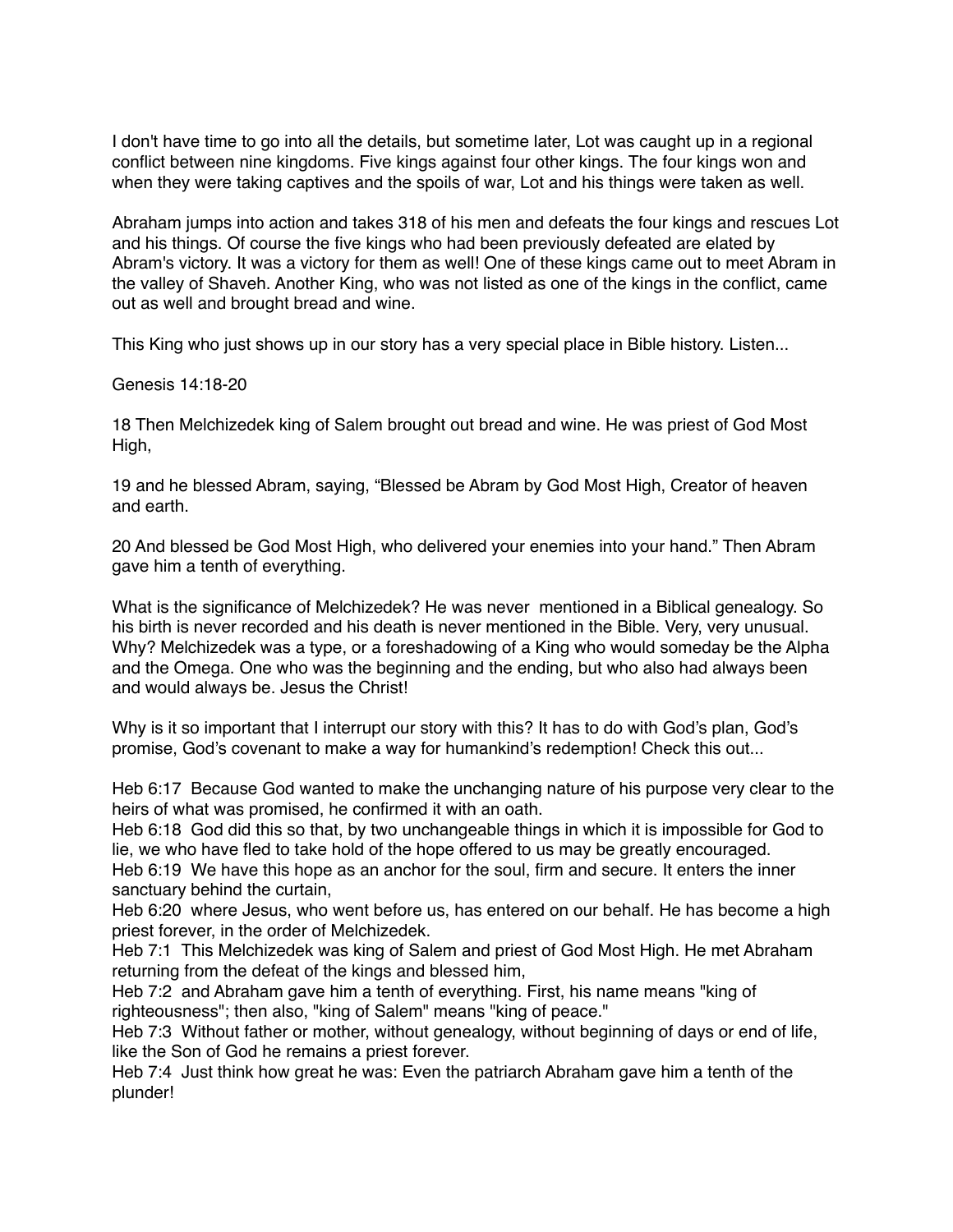I don't have time to go into all the details, but sometime later, Lot was caught up in a regional conflict between nine kingdoms. Five kings against four other kings. The four kings won and when they were taking captives and the spoils of war, Lot and his things were taken as well.

Abraham jumps into action and takes 318 of his men and defeats the four kings and rescues Lot and his things. Of course the five kings who had been previously defeated are elated by Abram's victory. It was a victory for them as well! One of these kings came out to meet Abram in the valley of Shaveh. Another King, who was not listed as one of the kings in the conflict, came out as well and brought bread and wine.

This King who just shows up in our story has a very special place in Bible history. Listen...

Genesis 14:18-20

18 Then Melchizedek king of Salem brought out bread and wine. He was priest of God Most High,

19 and he blessed Abram, saying, "Blessed be Abram by God Most High, Creator of heaven and earth.

20 And blessed be God Most High, who delivered your enemies into your hand." Then Abram gave him a tenth of everything.

What is the significance of Melchizedek? He was never mentioned in a Biblical genealogy. So his birth is never recorded and his death is never mentioned in the Bible. Very, very unusual. Why? Melchizedek was a type, or a foreshadowing of a King who would someday be the Alpha and the Omega. One who was the beginning and the ending, but who also had always been and would always be. Jesus the Christ!

Why is it so important that I interrupt our story with this? It has to do with God's plan, God's promise, God's covenant to make a way for humankind's redemption! Check this out...

Heb 6:17 Because God wanted to make the unchanging nature of his purpose very clear to the heirs of what was promised, he confirmed it with an oath.
Heb 6:18 God did this so that, by two unchangeable things in which it is impossible for God to lie, we who have fled to take hold of the hope offered to us may be greatly encouraged.
Heb 6:19 We have this hope as an anchor for the soul, firm and secure. It enters the inner sanctuary behind the curtain,
Heb 6:20 where Jesus, who went before us, has entered on our behalf. He has become a high priest forever, in the order of Melchizedek.
Heb 7:1 This Melchizedek was king of Salem and priest of God Most High. He met Abraham returning from the defeat of the kings and blessed him,
Heb 7:2 and Abraham gave him a tenth of everything. First, his name means "king of righteousness"; then also, "king of Salem" means "king of peace."
Heb 7:3 Without father or mother, without genealogy, without beginning of days or end of life, like the Son of God he remains a priest forever.
Heb 7:4 Just think how great he was: Even the patriarch Abraham gave him a tenth of the plunder!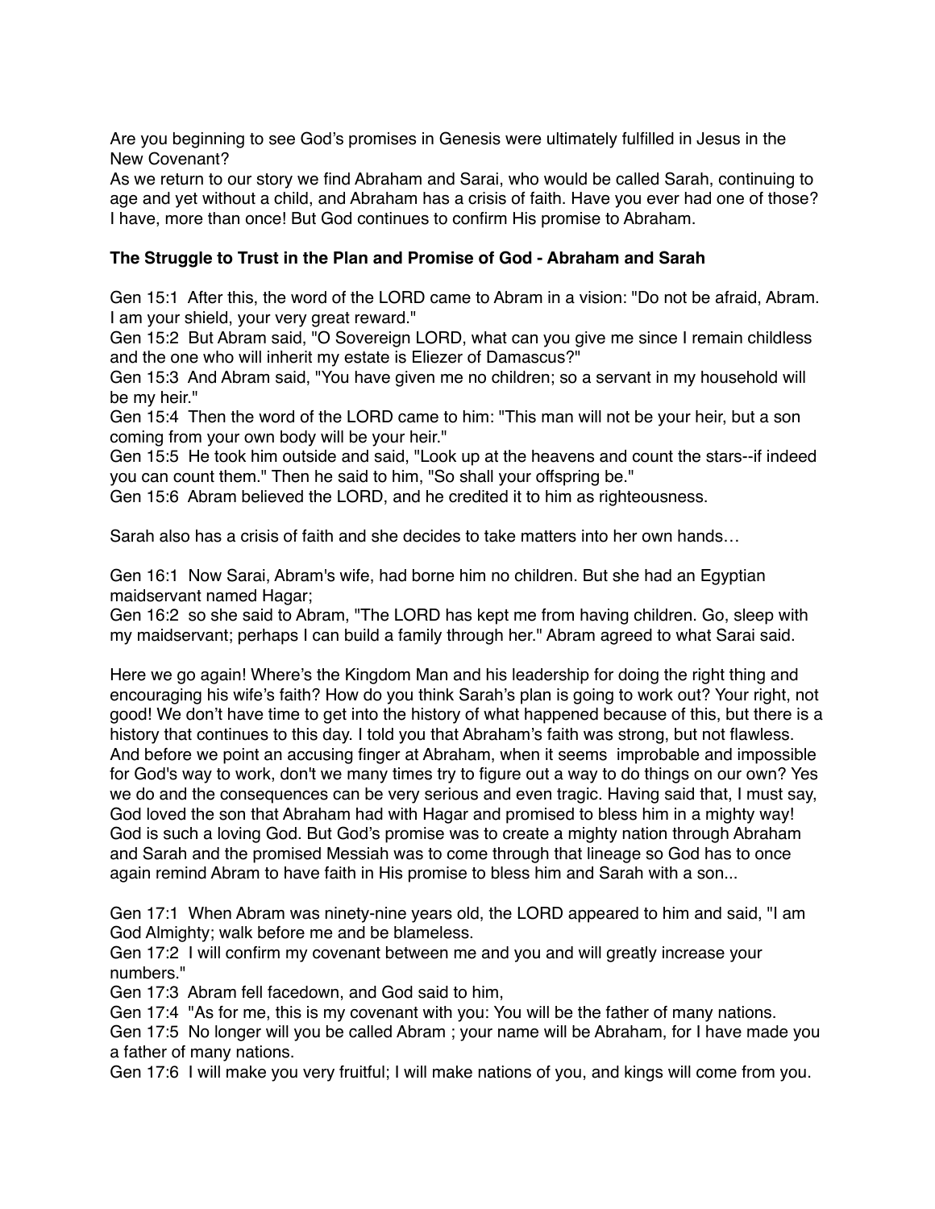Are you beginning to see God's promises in Genesis were ultimately fulfilled in Jesus in the New Covenant?

As we return to our story we find Abraham and Sarai, who would be called Sarah, continuing to age and yet without a child, and Abraham has a crisis of faith. Have you ever had one of those? I have, more than once! But God continues to confirm His promise to Abraham.

**The Struggle to Trust in the Plan and Promise of God - Abraham and Sarah**

Gen 15:1 After this, the word of the LORD came to Abram in a vision: "Do not be afraid, Abram. I am your shield, your very great reward."

Gen 15:2 But Abram said, "O Sovereign LORD, what can you give me since I remain childless and the one who will inherit my estate is Eliezer of Damascus?"

Gen 15:3 And Abram said, "You have given me no children; so a servant in my household will be my heir."

Gen 15:4 Then the word of the LORD came to him: "This man will not be your heir, but a son coming from your own body will be your heir."

Gen 15:5 He took him outside and said, "Look up at the heavens and count the stars--if indeed you can count them." Then he said to him, "So shall your offspring be."

Gen 15:6 Abram believed the LORD, and he credited it to him as righteousness.

Sarah also has a crisis of faith and she decides to take matters into her own hands…

Gen 16:1 Now Sarai, Abram's wife, had borne him no children. But she had an Egyptian maidservant named Hagar;

Gen 16:2 so she said to Abram, "The LORD has kept me from having children. Go, sleep with my maidservant; perhaps I can build a family through her." Abram agreed to what Sarai said.

Here we go again! Where's the Kingdom Man and his leadership for doing the right thing and encouraging his wife's faith? How do you think Sarah's plan is going to work out? Your right, not good! We don't have time to get into the history of what happened because of this, but there is a history that continues to this day. I told you that Abraham's faith was strong, but not flawless. And before we point an accusing finger at Abraham, when it seems improbable and impossible for God's way to work, don't we many times try to figure out a way to do things on our own? Yes we do and the consequences can be very serious and even tragic. Having said that, I must say, God loved the son that Abraham had with Hagar and promised to bless him in a mighty way! God is such a loving God. But God's promise was to create a mighty nation through Abraham and Sarah and the promised Messiah was to come through that lineage so God has to once again remind Abram to have faith in His promise to bless him and Sarah with a son...

Gen 17:1 When Abram was ninety-nine years old, the LORD appeared to him and said, "I am God Almighty; walk before me and be blameless.

Gen 17:2 I will confirm my covenant between me and you and will greatly increase your numbers."

Gen 17:3 Abram fell facedown, and God said to him,

Gen 17:4 "As for me, this is my covenant with you: You will be the father of many nations.

Gen 17:5 No longer will you be called Abram ; your name will be Abraham, for I have made you a father of many nations.

Gen 17:6 I will make you very fruitful; I will make nations of you, and kings will come from you.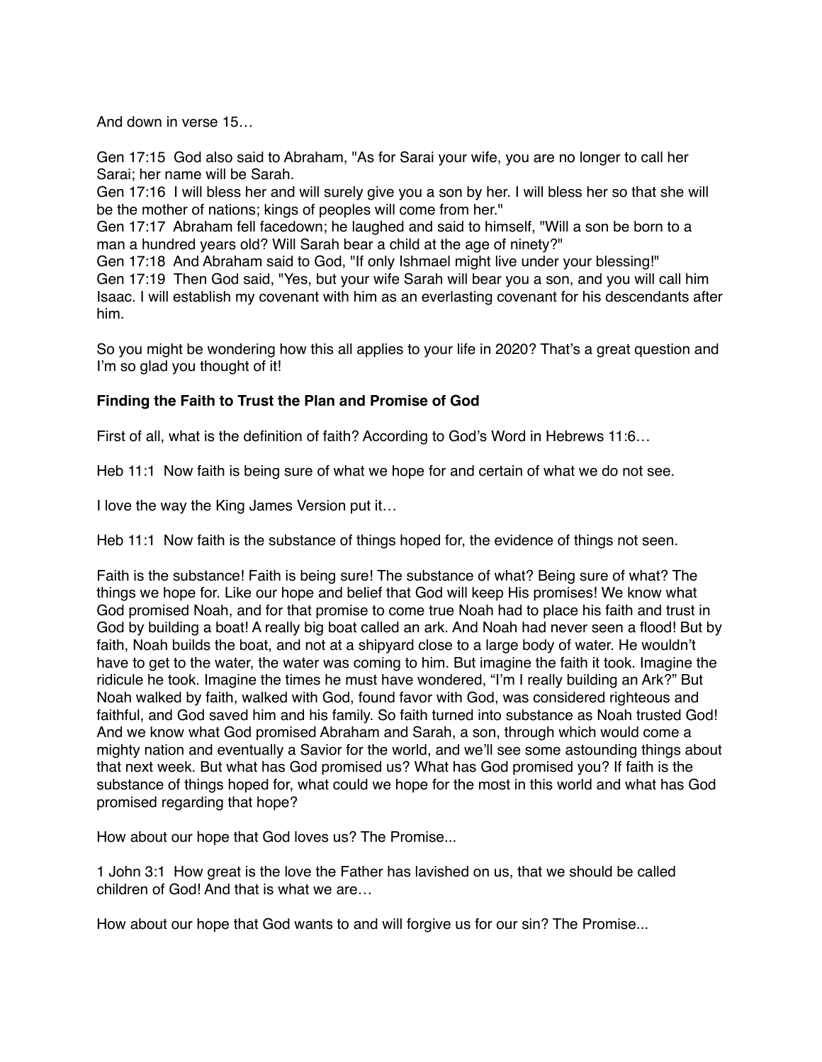And down in verse 15…

Gen 17:15 God also said to Abraham, "As for Sarai your wife, you are no longer to call her Sarai; her name will be Sarah.
Gen 17:16 I will bless her and will surely give you a son by her. I will bless her so that she will be the mother of nations; kings of peoples will come from her."
Gen 17:17 Abraham fell facedown; he laughed and said to himself, "Will a son be born to a man a hundred years old? Will Sarah bear a child at the age of ninety?"
Gen 17:18 And Abraham said to God, "If only Ishmael might live under your blessing!"
Gen 17:19 Then God said, "Yes, but your wife Sarah will bear you a son, and you will call him Isaac. I will establish my covenant with him as an everlasting covenant for his descendants after him.

So you might be wondering how this all applies to your life in 2020? That's a great question and I'm so glad you thought of it!

**Finding the Faith to Trust the Plan and Promise of God**

First of all, what is the definition of faith? According to God's Word in Hebrews 11:6…

Heb 11:1 Now faith is being sure of what we hope for and certain of what we do not see.

I love the way the King James Version put it…

Heb 11:1 Now faith is the substance of things hoped for, the evidence of things not seen.

Faith is the substance! Faith is being sure! The substance of what? Being sure of what? The things we hope for. Like our hope and belief that God will keep His promises! We know what God promised Noah, and for that promise to come true Noah had to place his faith and trust in God by building a boat! A really big boat called an ark. And Noah had never seen a flood! But by faith, Noah builds the boat, and not at a shipyard close to a large body of water. He wouldn't have to get to the water, the water was coming to him. But imagine the faith it took. Imagine the ridicule he took. Imagine the times he must have wondered, "I'm I really building an Ark?" But Noah walked by faith, walked with God, found favor with God, was considered righteous and faithful, and God saved him and his family. So faith turned into substance as Noah trusted God! And we know what God promised Abraham and Sarah, a son, through which would come a mighty nation and eventually a Savior for the world, and we'll see some astounding things about that next week. But what has God promised us? What has God promised you? If faith is the substance of things hoped for, what could we hope for the most in this world and what has God promised regarding that hope?

How about our hope that God loves us? The Promise...

1 John 3:1 How great is the love the Father has lavished on us, that we should be called children of God! And that is what we are…

How about our hope that God wants to and will forgive us for our sin? The Promise...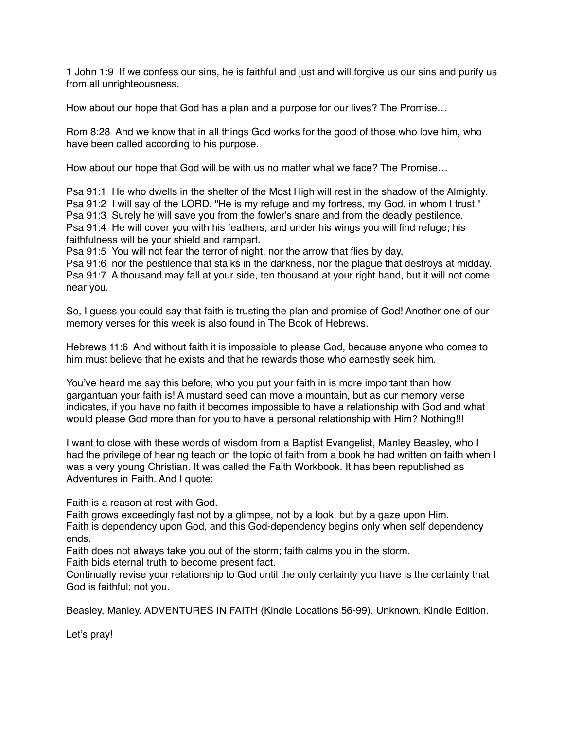1 John 1:9  If we confess our sins, he is faithful and just and will forgive us our sins and purify us from all unrighteousness.

How about our hope that God has a plan and a purpose for our lives? The Promise…

Rom 8:28  And we know that in all things God works for the good of those who love him, who have been called according to his purpose.

How about our hope that God will be with us no matter what we face? The Promise…

Psa 91:1  He who dwells in the shelter of the Most High will rest in the shadow of the Almighty.
Psa 91:2  I will say of the LORD, "He is my refuge and my fortress, my God, in whom I trust."
Psa 91:3  Surely he will save you from the fowler's snare and from the deadly pestilence.
Psa 91:4  He will cover you with his feathers, and under his wings you will find refuge; his faithfulness will be your shield and rampart.
Psa 91:5  You will not fear the terror of night, nor the arrow that flies by day,
Psa 91:6  nor the pestilence that stalks in the darkness, nor the plague that destroys at midday.
Psa 91:7  A thousand may fall at your side, ten thousand at your right hand, but it will not come near you.

So, I guess you could say that faith is trusting the plan and promise of God! Another one of our memory verses for this week is also found in The Book of Hebrews.

Hebrews 11:6  And without faith it is impossible to please God, because anyone who comes to him must believe that he exists and that he rewards those who earnestly seek him.

You've heard me say this before, who you put your faith in is more important than how gargantuan your faith is! A mustard seed can move a mountain, but as our memory verse indicates, if you have no faith it becomes impossible to have a relationship with God and what would please God more than for you to have a personal relationship with Him? Nothing!!!

I want to close with these words of wisdom from a Baptist Evangelist, Manley Beasley, who I had the privilege of hearing teach on the topic of faith from a book he had written on faith when I was a very young Christian. It was called the Faith Workbook. It has been republished as Adventures in Faith. And I quote:

Faith is a reason at rest with God.
Faith grows exceedingly fast not by a glimpse, not by a look, but by a gaze upon Him.
Faith is dependency upon God, and this God-dependency begins only when self dependency ends.
Faith does not always take you out of the storm; faith calms you in the storm.
Faith bids eternal truth to become present fact.
Continually revise your relationship to God until the only certainty you have is the certainty that God is faithful; not you.

Beasley, Manley. ADVENTURES IN FAITH (Kindle Locations 56-99). Unknown. Kindle Edition.

Let's pray!